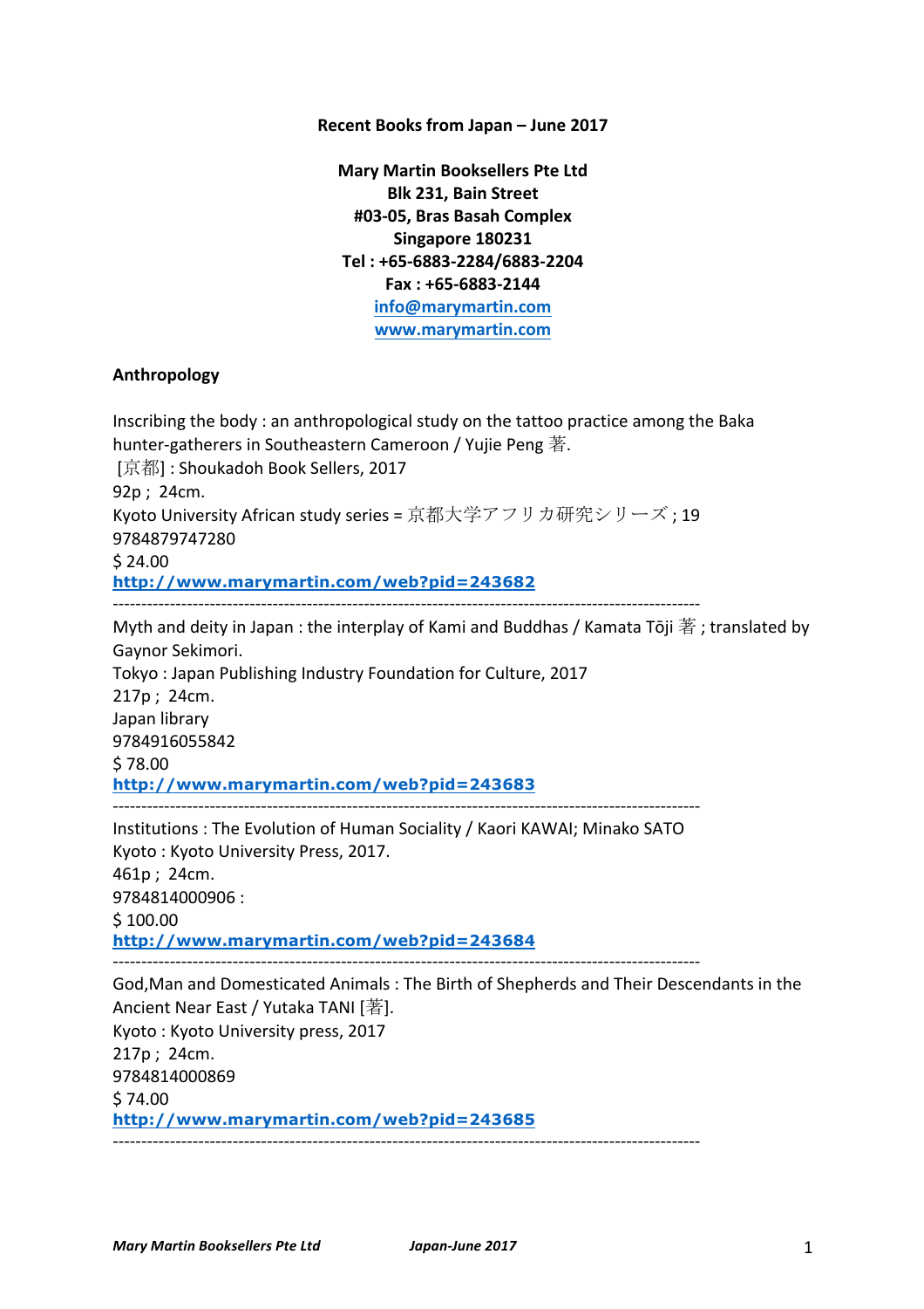**Recent Books from Japan – June 2017**

**Mary Martin Booksellers Pte Ltd**
**Blk 231, Bain Street**
**#03-05, Bras Basah Complex**
**Singapore 180231**
**Tel : +65-6883-2284/6883-2204**
**Fax : +65-6883-2144**
**info@marymartin.com**
**www.marymartin.com**

## Anthropology

Inscribing the body : an anthropological study on the tattoo practice among the Baka hunter-gatherers in Southeastern Cameroon / Yujie Peng 著.
[京都] : Shoukadoh Book Sellers, 2017
92p ; 24cm.
Kyoto University African study series = 京都大学アフリカ研究シリーズ ; 19
9784879747280
$ 24.00
**http://www.marymartin.com/web?pid=243682**

---

Myth and deity in Japan : the interplay of Kami and Buddhas / Kamata Tōji 著 ; translated by Gaynor Sekimori.
Tokyo : Japan Publishing Industry Foundation for Culture, 2017
217p ; 24cm.
Japan library
9784916055842
$ 78.00
**http://www.marymartin.com/web?pid=243683**

---

Institutions : The Evolution of Human Sociality / Kaori KAWAI; Minako SATO
Kyoto : Kyoto University Press, 2017.
461p ; 24cm.
9784814000906 :
$ 100.00
**http://www.marymartin.com/web?pid=243684**

---

God,Man and Domesticated Animals : The Birth of Shepherds and Their Descendants in the Ancient Near East / Yutaka TANI [著].
Kyoto : Kyoto University press, 2017
217p ; 24cm.
9784814000869
$ 74.00
**http://www.marymartin.com/web?pid=243685**

---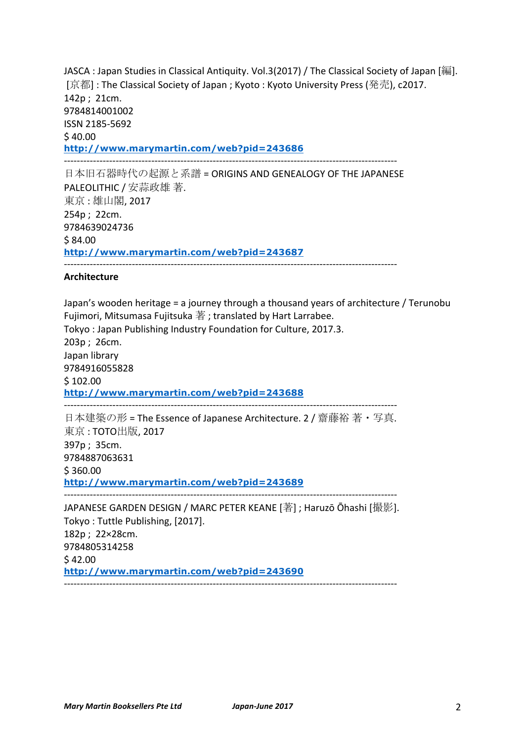JASCA : Japan Studies in Classical Antiquity. Vol.3(2017) / The Classical Society of Japan [編].
[京都] : The Classical Society of Japan ; Kyoto : Kyoto University Press (発売), c2017.
142p ; 21cm.
9784814001002
ISSN 2185-5692
$ 40.00
**http://www.marymartin.com/web?pid=243686**

---

日本旧石器時代の起源と系譜 = ORIGINS AND GENEALOGY OF THE JAPANESE PALEOLITHIC / 安蒜政雄 著.
東京 : 雄山閣, 2017
254p ; 22cm.
9784639024736
$ 84.00
**http://www.marymartin.com/web?pid=243687**

---

**Architecture**

Japan's wooden heritage = a journey through a thousand years of architecture / Terunobu Fujimori, Mitsumasa Fujitsuka 著 ; translated by Hart Larrabee.
Tokyo : Japan Publishing Industry Foundation for Culture, 2017.3.
203p ; 26cm.
Japan library
9784916055828
$ 102.00
**http://www.marymartin.com/web?pid=243688**

---

日本建築の形 = The Essence of Japanese Architecture. 2 / 齋藤裕 著・写真.
東京 : TOTO出版, 2017
397p ; 35cm.
9784887063631
$ 360.00
**http://www.marymartin.com/web?pid=243689**

---

JAPANESE GARDEN DESIGN / MARC PETER KEANE [著] ; Haruzō Ōhashi [撮影].
Tokyo : Tuttle Publishing, [2017].
182p ; 22×28cm.
9784805314258
$ 42.00
**http://www.marymartin.com/web?pid=243690**

---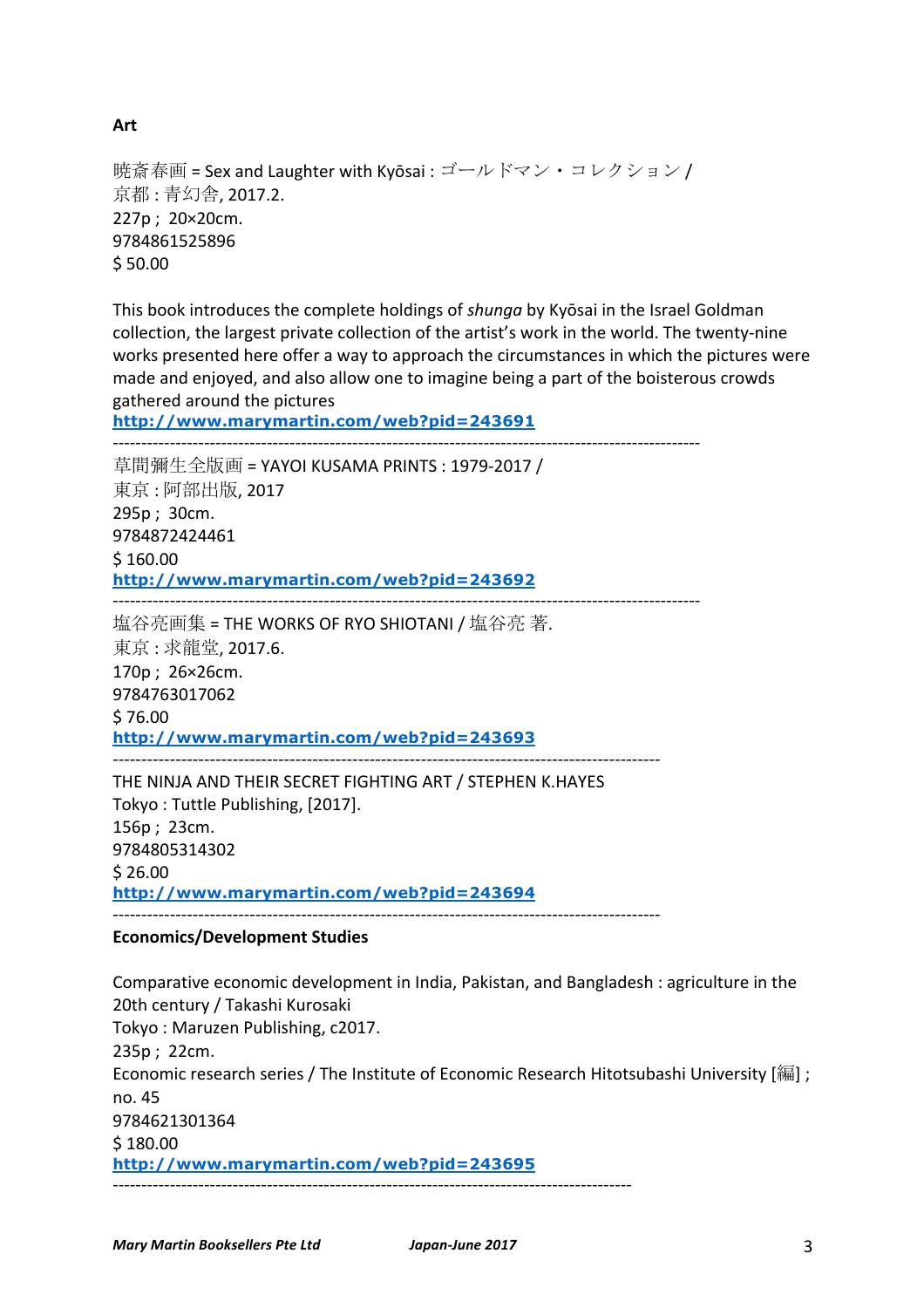**Art**

暁斎春画 = Sex and Laughter with Kyōsai : ゴールドマン・コレクション /
京都 : 青幻舎, 2017.2.
227p ; 20×20cm.
9784861525896
$ 50.00

This book introduces the complete holdings of *shunga* by Kyōsai in the Israel Goldman collection, the largest private collection of the artist's work in the world. The twenty-nine works presented here offer a way to approach the circumstances in which the pictures were made and enjoyed, and also allow one to imagine being a part of the boisterous crowds gathered around the pictures
**http://www.marymartin.com/web?pid=243691**

---

草間彌生全版画 = YAYOI KUSAMA PRINTS : 1979-2017 /
東京 : 阿部出版, 2017
295p ; 30cm.
9784872424461
$ 160.00
**http://www.marymartin.com/web?pid=243692**

---

塩谷亮画集 = THE WORKS OF RYO SHIOTANI / 塩谷亮 著.
東京 : 求龍堂, 2017.6.
170p ; 26×26cm.
9784763017062
$ 76.00
**http://www.marymartin.com/web?pid=243693**

---

THE NINJA AND THEIR SECRET FIGHTING ART / STEPHEN K.HAYES
Tokyo : Tuttle Publishing, [2017].
156p ; 23cm.
9784805314302
$ 26.00
**http://www.marymartin.com/web?pid=243694**

---

**Economics/Development Studies**

Comparative economic development in India, Pakistan, and Bangladesh : agriculture in the 20th century / Takashi Kurosaki
Tokyo : Maruzen Publishing, c2017.
235p ; 22cm.
Economic research series / The Institute of Economic Research Hitotsubashi University [編] ; no. 45
9784621301364
$ 180.00
**http://www.marymartin.com/web?pid=243695**

---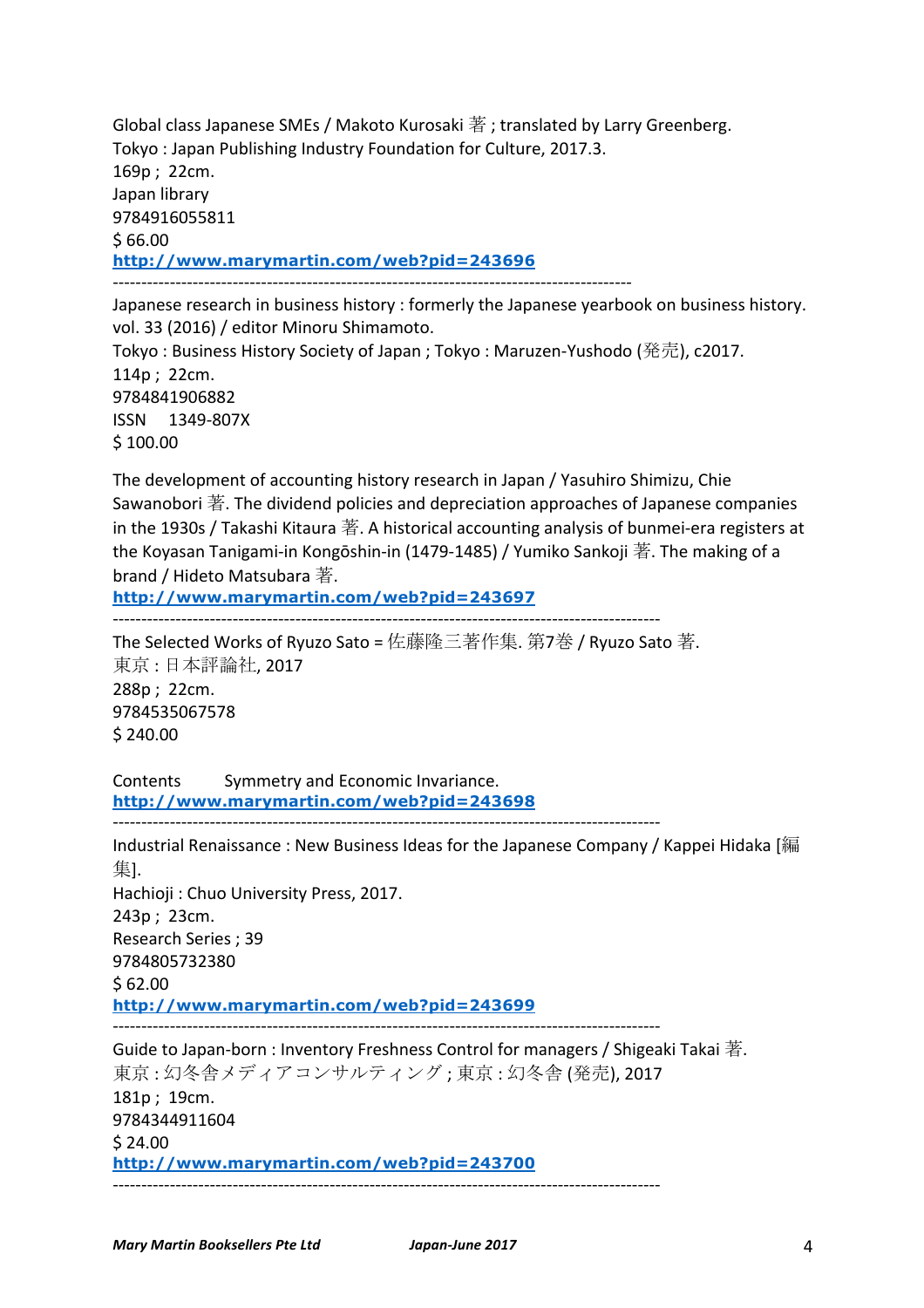Global class Japanese SMEs / Makoto Kurosaki 著 ; translated by Larry Greenberg.
Tokyo : Japan Publishing Industry Foundation for Culture, 2017.3.
169p ; 22cm.
Japan library
9784916055811
$ 66.00
**http://www.marymartin.com/web?pid=243696**

---

Japanese research in business history : formerly the Japanese yearbook on business history. vol. 33 (2016) / editor Minoru Shimamoto.
Tokyo : Business History Society of Japan ; Tokyo : Maruzen-Yushodo (発売), c2017.
114p ; 22cm.
9784841906882
ISSN 1349-807X
$ 100.00

The development of accounting history research in Japan / Yasuhiro Shimizu, Chie Sawanobori 著. The dividend policies and depreciation approaches of Japanese companies in the 1930s / Takashi Kitaura 著. A historical accounting analysis of bunmei-era registers at the Koyasan Tanigami-in Kongōshin-in (1479-1485) / Yumiko Sankoji 著. The making of a brand / Hideto Matsubara 著.
**http://www.marymartin.com/web?pid=243697**

---

The Selected Works of Ryuzo Sato = 佐藤隆三著作集. 第7巻 / Ryuzo Sato 著.
東京 : 日本評論社, 2017
288p ; 22cm.
9784535067578
$ 240.00

Contents Symmetry and Economic Invariance.
**http://www.marymartin.com/web?pid=243698**

---

Industrial Renaissance : New Business Ideas for the Japanese Company / Kappei Hidaka [編集].
Hachioji : Chuo University Press, 2017.
243p ; 23cm.
Research Series ; 39
9784805732380
$ 62.00
**http://www.marymartin.com/web?pid=243699**

---

Guide to Japan-born : Inventory Freshness Control for managers / Shigeaki Takai 著.
東京 : 幻冬舎メディアコンサルティング ; 東京 : 幻冬舎 (発売), 2017
181p ; 19cm.
9784344911604
$ 24.00
**http://www.marymartin.com/web?pid=243700**

---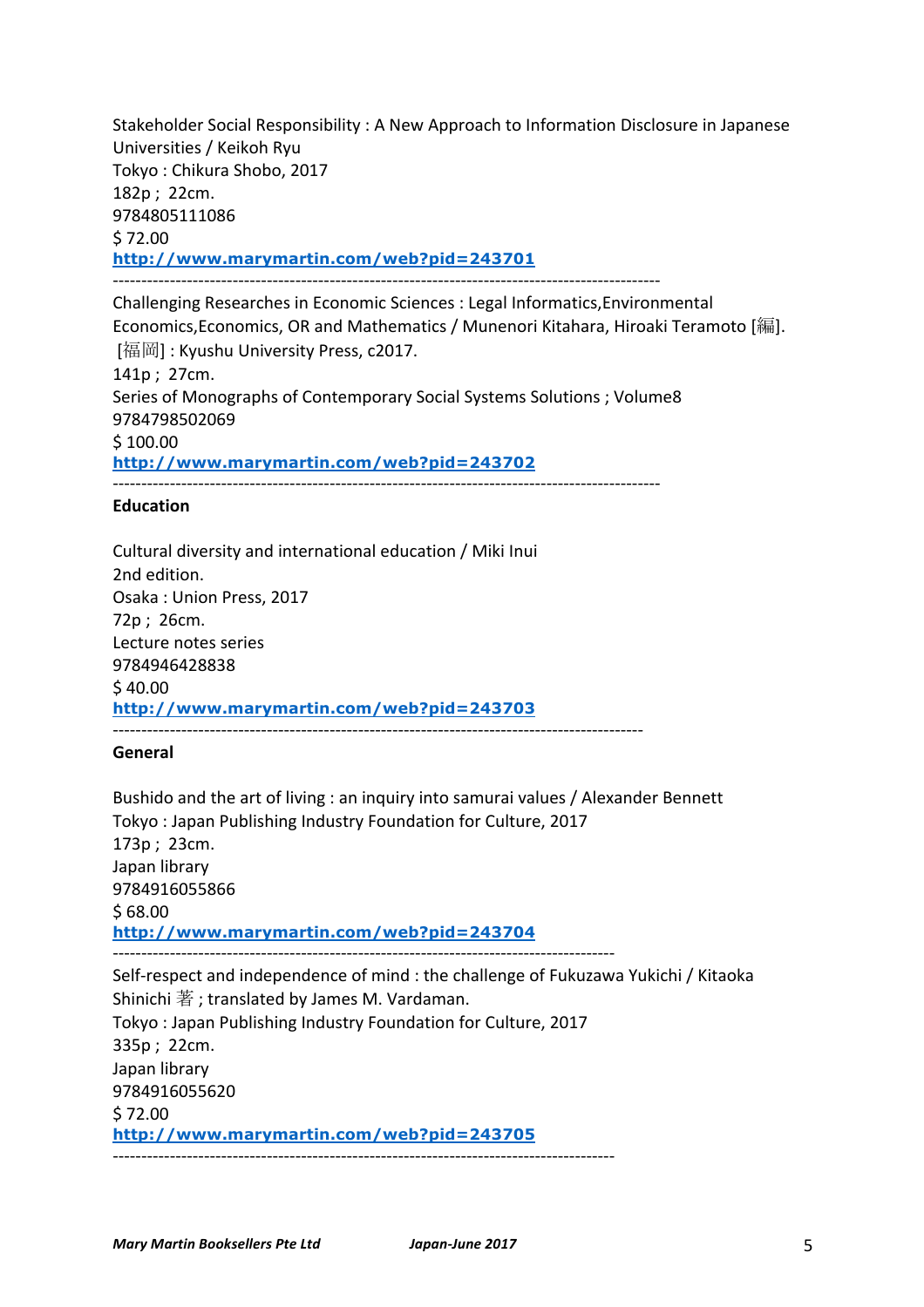Stakeholder Social Responsibility : A New Approach to Information Disclosure in Japanese Universities / Keikoh Ryu
Tokyo : Chikura Shobo, 2017
182p ; 22cm.
9784805111086
$ 72.00
**http://www.marymartin.com/web?pid=243701**

---

Challenging Researches in Economic Sciences : Legal Informatics,Environmental Economics,Economics, OR and Mathematics / Munenori Kitahara, Hiroaki Teramoto [編].
[福岡] : Kyushu University Press, c2017.
141p ; 27cm.
Series of Monographs of Contemporary Social Systems Solutions ; Volume8
9784798502069
$ 100.00
**http://www.marymartin.com/web?pid=243702**

---

**Education**

Cultural diversity and international education / Miki Inui
2nd edition.
Osaka : Union Press, 2017
72p ; 26cm.
Lecture notes series
9784946428838
$ 40.00
**http://www.marymartin.com/web?pid=243703**

---

**General**

Bushido and the art of living : an inquiry into samurai values / Alexander Bennett
Tokyo : Japan Publishing Industry Foundation for Culture, 2017
173p ; 23cm.
Japan library
9784916055866
$ 68.00
**http://www.marymartin.com/web?pid=243704**

---

Self-respect and independence of mind : the challenge of Fukuzawa Yukichi / Kitaoka Shinichi 著 ; translated by James M. Vardaman.
Tokyo : Japan Publishing Industry Foundation for Culture, 2017
335p ; 22cm.
Japan library
9784916055620
$ 72.00
**http://www.marymartin.com/web?pid=243705**

---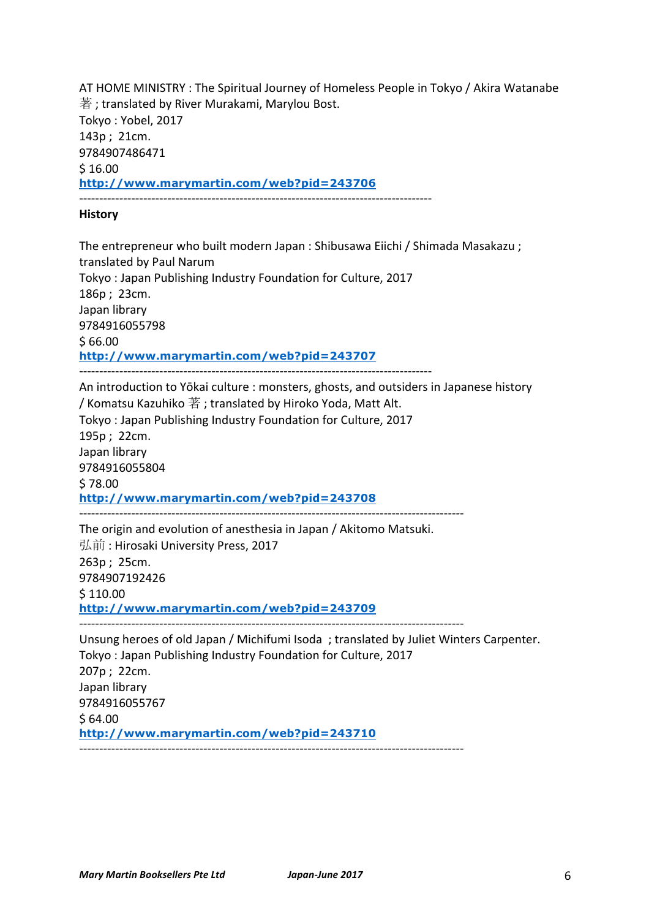AT HOME MINISTRY : The Spiritual Journey of Homeless People in Tokyo / Akira Watanabe 著 ; translated by River Murakami, Marylou Bost.
Tokyo : Yobel, 2017
143p ; 21cm.
9784907486471
$ 16.00
**http://www.marymartin.com/web?pid=243706**

------------------------------------------------------------------------------------------

**History**

The entrepreneur who built modern Japan : Shibusawa Eiichi / Shimada Masakazu ; translated by Paul Narum
Tokyo : Japan Publishing Industry Foundation for Culture, 2017
186p ; 23cm.
Japan library
9784916055798
$ 66.00
**http://www.marymartin.com/web?pid=243707**

------------------------------------------------------------------------------------------

An introduction to Yōkai culture : monsters, ghosts, and outsiders in Japanese history / Komatsu Kazuhiko 著 ; translated by Hiroko Yoda, Matt Alt.
Tokyo : Japan Publishing Industry Foundation for Culture, 2017
195p ; 22cm.
Japan library
9784916055804
$ 78.00
**http://www.marymartin.com/web?pid=243708**

------------------------------------------------------------------------------------------

The origin and evolution of anesthesia in Japan / Akitomo Matsuki.
弘前 : Hirosaki University Press, 2017
263p ; 25cm.
9784907192426
$ 110.00
**http://www.marymartin.com/web?pid=243709**

------------------------------------------------------------------------------------------

Unsung heroes of old Japan / Michifumi Isoda ; translated by Juliet Winters Carpenter.
Tokyo : Japan Publishing Industry Foundation for Culture, 2017
207p ; 22cm.
Japan library
9784916055767
$ 64.00
**http://www.marymartin.com/web?pid=243710**

------------------------------------------------------------------------------------------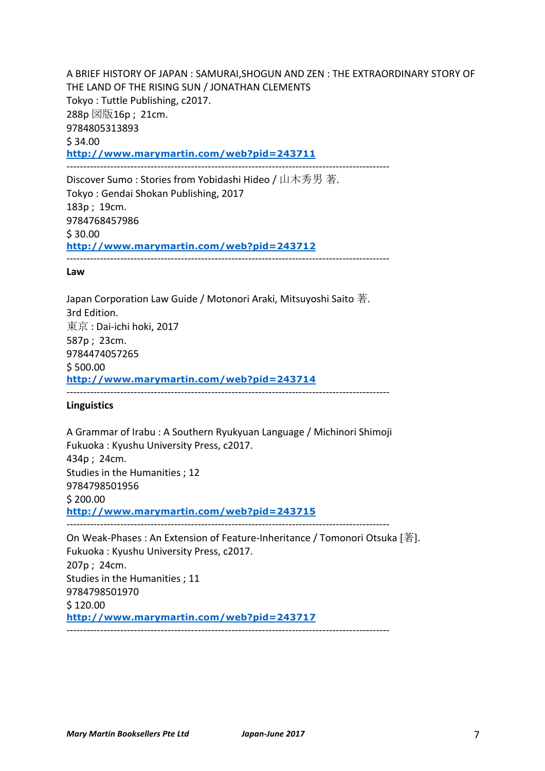A BRIEF HISTORY OF JAPAN : SAMURAI,SHOGUN AND ZEN : THE EXTRAORDINARY STORY OF THE LAND OF THE RISING SUN / JONATHAN CLEMENTS
Tokyo : Tuttle Publishing, c2017.
288p 図版16p ; 21cm.
9784805313893
$ 34.00
**http://www.marymartin.com/web?pid=243711**

---

Discover Sumo : Stories from Yobidashi Hideo / 山木秀男 著.
Tokyo : Gendai Shokan Publishing, 2017
183p ; 19cm.
9784768457986
$ 30.00
**http://www.marymartin.com/web?pid=243712**

---

**Law**

Japan Corporation Law Guide / Motonori Araki, Mitsuyoshi Saito 著.
3rd Edition.
東京 : Dai-ichi hoki, 2017
587p ; 23cm.
9784474057265
$ 500.00
**http://www.marymartin.com/web?pid=243714**

---

**Linguistics**

A Grammar of Irabu : A Southern Ryukyuan Language / Michinori Shimoji
Fukuoka : Kyushu University Press, c2017.
434p ; 24cm.
Studies in the Humanities ; 12
9784798501956
$ 200.00
**http://www.marymartin.com/web?pid=243715**

---

On Weak-Phases : An Extension of Feature-Inheritance / Tomonori Otsuka [著].
Fukuoka : Kyushu University Press, c2017.
207p ; 24cm.
Studies in the Humanities ; 11
9784798501970
$ 120.00
**http://www.marymartin.com/web?pid=243717**

---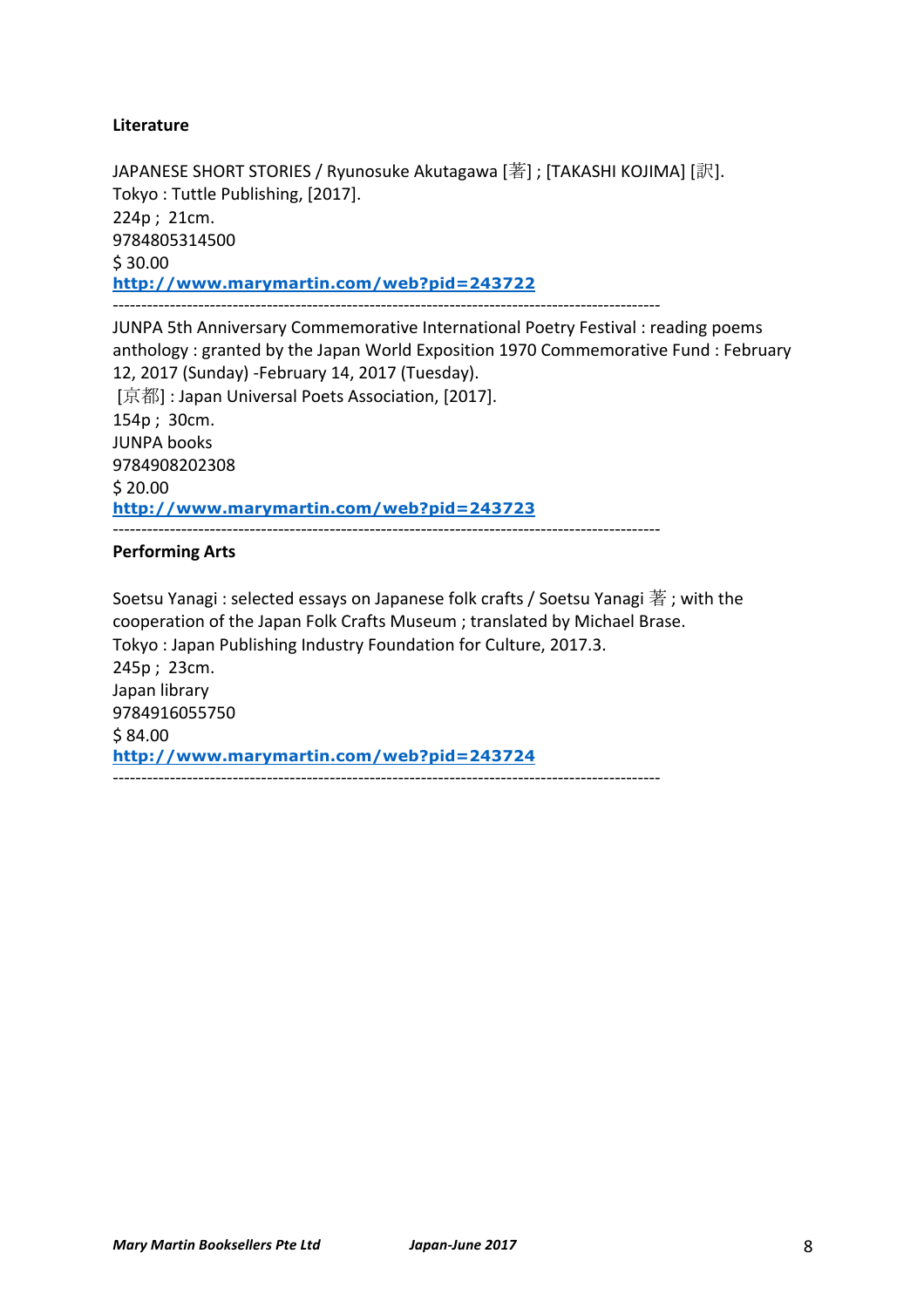**Literature**

JAPANESE SHORT STORIES / Ryunosuke Akutagawa [著] ; [TAKASHI KOJIMA] [訳].
Tokyo : Tuttle Publishing, [2017].
224p ; 21cm.
9784805314500
$ 30.00
**http://www.marymartin.com/web?pid=243722**

---

JUNPA 5th Anniversary Commemorative International Poetry Festival : reading poems anthology : granted by the Japan World Exposition 1970 Commemorative Fund : February 12, 2017 (Sunday) -February 14, 2017 (Tuesday).
[京都] : Japan Universal Poets Association, [2017].
154p ; 30cm.
JUNPA books
9784908202308
$ 20.00
**http://www.marymartin.com/web?pid=243723**

---

**Performing Arts**

Soetsu Yanagi : selected essays on Japanese folk crafts / Soetsu Yanagi 著 ; with the cooperation of the Japan Folk Crafts Museum ; translated by Michael Brase.
Tokyo : Japan Publishing Industry Foundation for Culture, 2017.3.
245p ; 23cm.
Japan library
9784916055750
$ 84.00
**http://www.marymartin.com/web?pid=243724**

---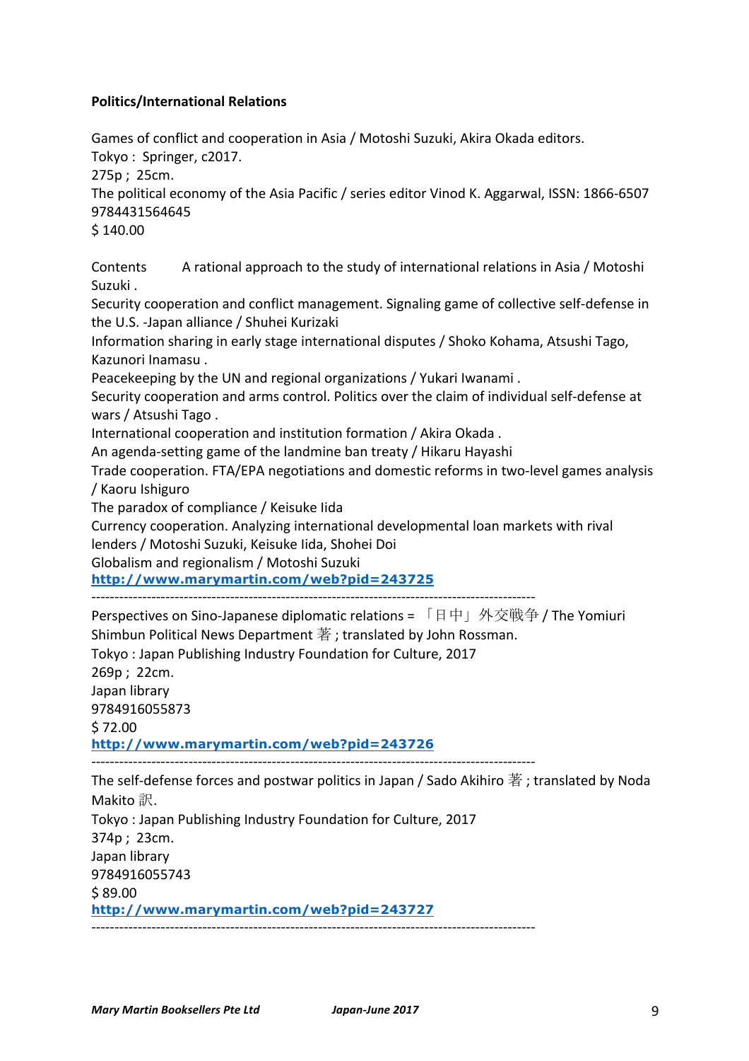**Politics/International Relations**

Games of conflict and cooperation in Asia / Motoshi Suzuki, Akira Okada editors.
Tokyo : Springer, c2017.
275p ; 25cm.
The political economy of the Asia Pacific / series editor Vinod K. Aggarwal, ISSN: 1866-6507
9784431564645
$ 140.00

Contents A rational approach to the study of international relations in Asia / Motoshi Suzuki .
Security cooperation and conflict management. Signaling game of collective self-defense in the U.S. -Japan alliance / Shuhei Kurizaki
Information sharing in early stage international disputes / Shoko Kohama, Atsushi Tago, Kazunori Inamasu .
Peacekeeping by the UN and regional organizations / Yukari Iwanami .
Security cooperation and arms control. Politics over the claim of individual self-defense at wars / Atsushi Tago .
International cooperation and institution formation / Akira Okada .
An agenda-setting game of the landmine ban treaty / Hikaru Hayashi
Trade cooperation. FTA/EPA negotiations and domestic reforms in two-level games analysis / Kaoru Ishiguro
The paradox of compliance / Keisuke Iida
Currency cooperation. Analyzing international developmental loan markets with rival lenders / Motoshi Suzuki, Keisuke Iida, Shohei Doi
Globalism and regionalism / Motoshi Suzuki
**http://www.marymartin.com/web?pid=243725**

---

Perspectives on Sino-Japanese diplomatic relations = 「日中」外交戦争 / The Yomiuri Shimbun Political News Department 著 ; translated by John Rossman.
Tokyo : Japan Publishing Industry Foundation for Culture, 2017
269p ; 22cm.
Japan library
9784916055873
$ 72.00
**http://www.marymartin.com/web?pid=243726**

---

The self-defense forces and postwar politics in Japan / Sado Akihiro 著 ; translated by Noda Makito 訳.
Tokyo : Japan Publishing Industry Foundation for Culture, 2017
374p ; 23cm.
Japan library
9784916055743
$ 89.00
**http://www.marymartin.com/web?pid=243727**

---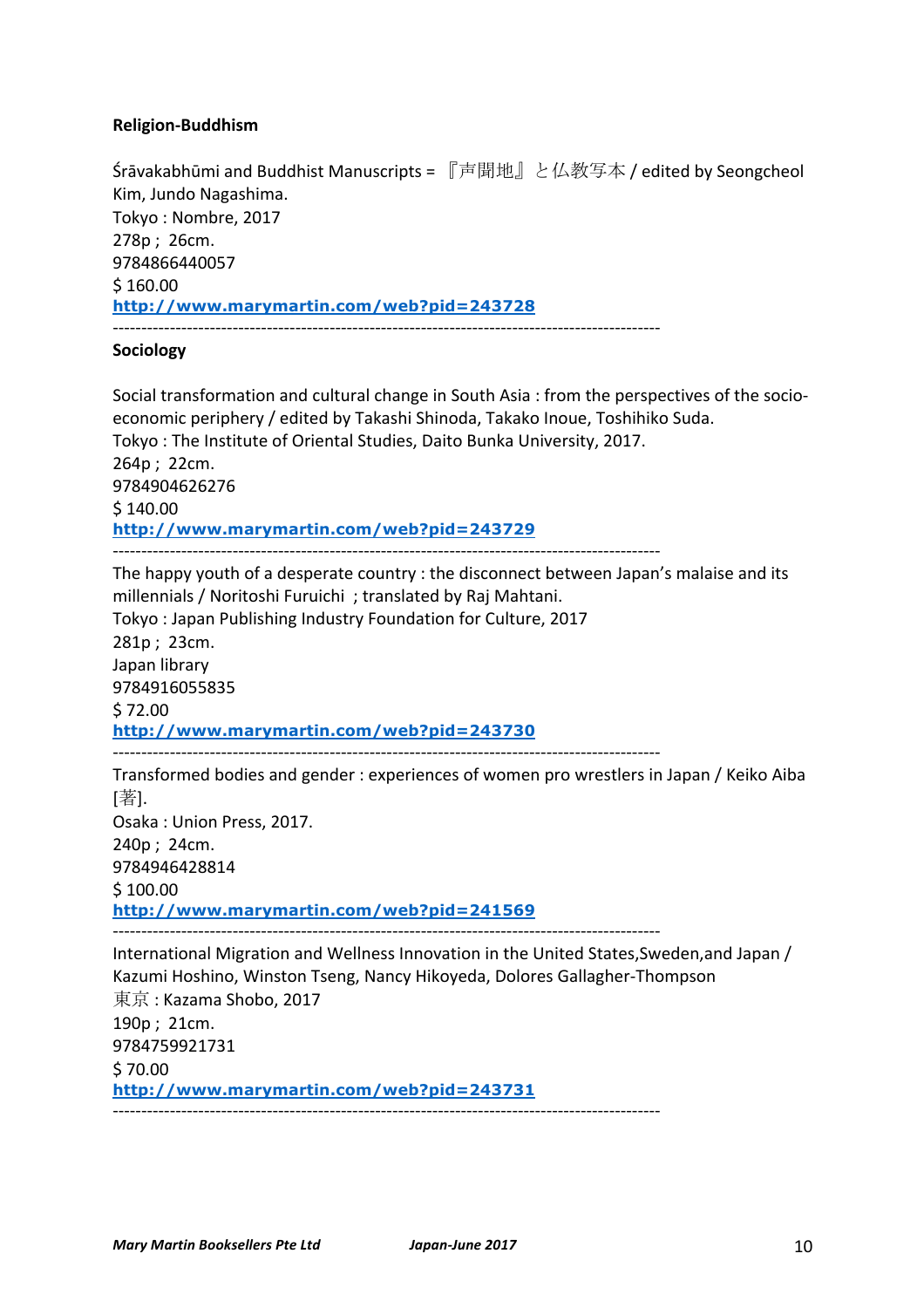**Religion-Buddhism**

Śrāvakabhūmi and Buddhist Manuscripts = 『声聞地』と仏教写本 / edited by Seongcheol Kim, Jundo Nagashima.
Tokyo : Nombre, 2017
278p ; 26cm.
9784866440057
$ 160.00
**http://www.marymartin.com/web?pid=243728**

---

**Sociology**

Social transformation and cultural change in South Asia : from the perspectives of the socio-economic periphery / edited by Takashi Shinoda, Takako Inoue, Toshihiko Suda.
Tokyo : The Institute of Oriental Studies, Daito Bunka University, 2017.
264p ; 22cm.
9784904626276
$ 140.00
**http://www.marymartin.com/web?pid=243729**

---

The happy youth of a desperate country : the disconnect between Japan's malaise and its millennials / Noritoshi Furuichi ; translated by Raj Mahtani.
Tokyo : Japan Publishing Industry Foundation for Culture, 2017
281p ; 23cm.
Japan library
9784916055835
$ 72.00
**http://www.marymartin.com/web?pid=243730**

---

Transformed bodies and gender : experiences of women pro wrestlers in Japan / Keiko Aiba [著].
Osaka : Union Press, 2017.
240p ; 24cm.
9784946428814
$ 100.00
**http://www.marymartin.com/web?pid=241569**

---

International Migration and Wellness Innovation in the United States,Sweden,and Japan / Kazumi Hoshino, Winston Tseng, Nancy Hikoyeda, Dolores Gallagher-Thompson
東京 : Kazama Shobo, 2017
190p ; 21cm.
9784759921731
$ 70.00
**http://www.marymartin.com/web?pid=243731**

---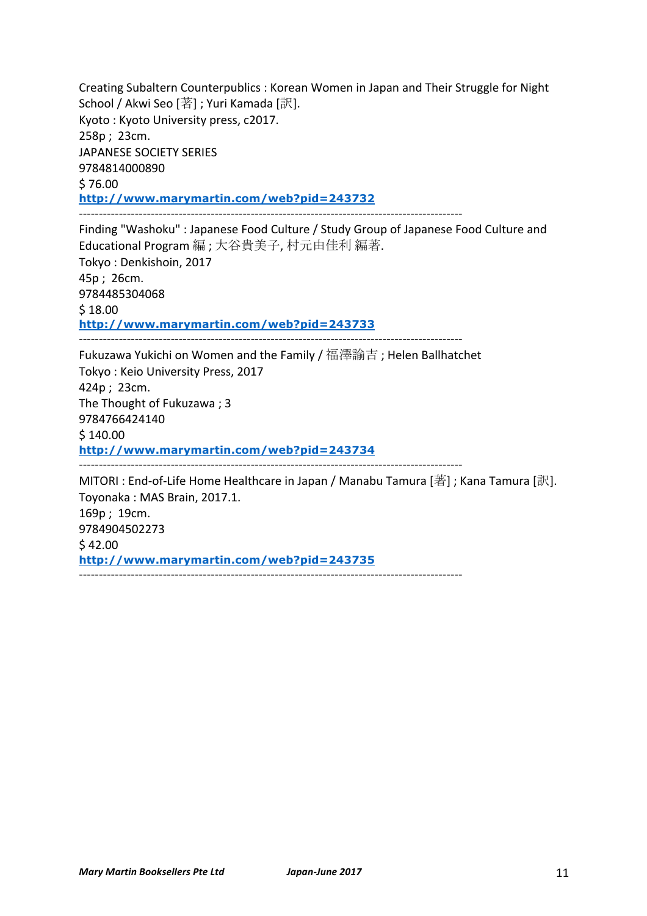Creating Subaltern Counterpublics : Korean Women in Japan and Their Struggle for Night School / Akwi Seo [著] ; Yuri Kamada [訳].
Kyoto : Kyoto University press, c2017.
258p ; 23cm.
JAPANESE SOCIETY SERIES
9784814000890
$ 76.00
**http://www.marymartin.com/web?pid=243732**

--------------------------------------------------------------------------------------------

Finding "Washoku" : Japanese Food Culture / Study Group of Japanese Food Culture and Educational Program 編 ; 大谷貴美子, 村元由佳利 編著.
Tokyo : Denkishoin, 2017
45p ; 26cm.
9784485304068
$ 18.00
**http://www.marymartin.com/web?pid=243733**

--------------------------------------------------------------------------------------------

Fukuzawa Yukichi on Women and the Family / 福澤諭吉 ; Helen Ballhatchet
Tokyo : Keio University Press, 2017
424p ; 23cm.
The Thought of Fukuzawa ; 3
9784766424140
$ 140.00
**http://www.marymartin.com/web?pid=243734**

--------------------------------------------------------------------------------------------

MITORI : End-of-Life Home Healthcare in Japan / Manabu Tamura [著] ; Kana Tamura [訳].
Toyonaka : MAS Brain, 2017.1.
169p ; 19cm.
9784904502273
$ 42.00
**http://www.marymartin.com/web?pid=243735**

--------------------------------------------------------------------------------------------